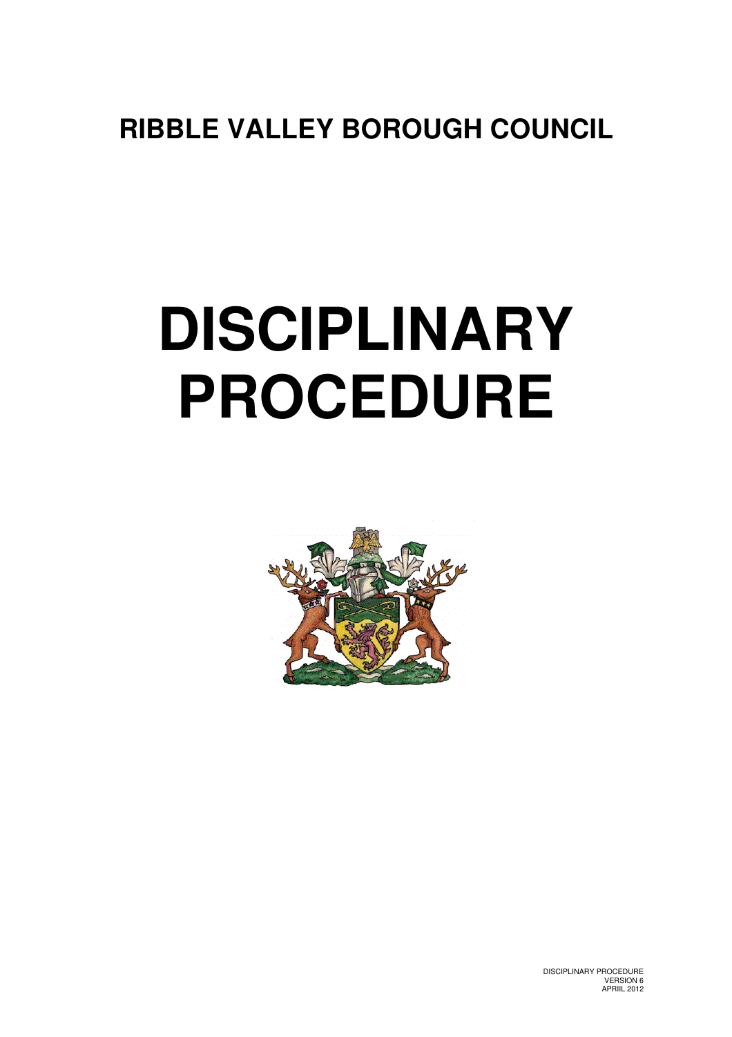**RIBBLE VALLEY BOROUGH COUNCIL**

# DISCIPLINARY PROCEDURE

DISCIPLINARY PROCEDURE
VERSION 6
APRIIL 2012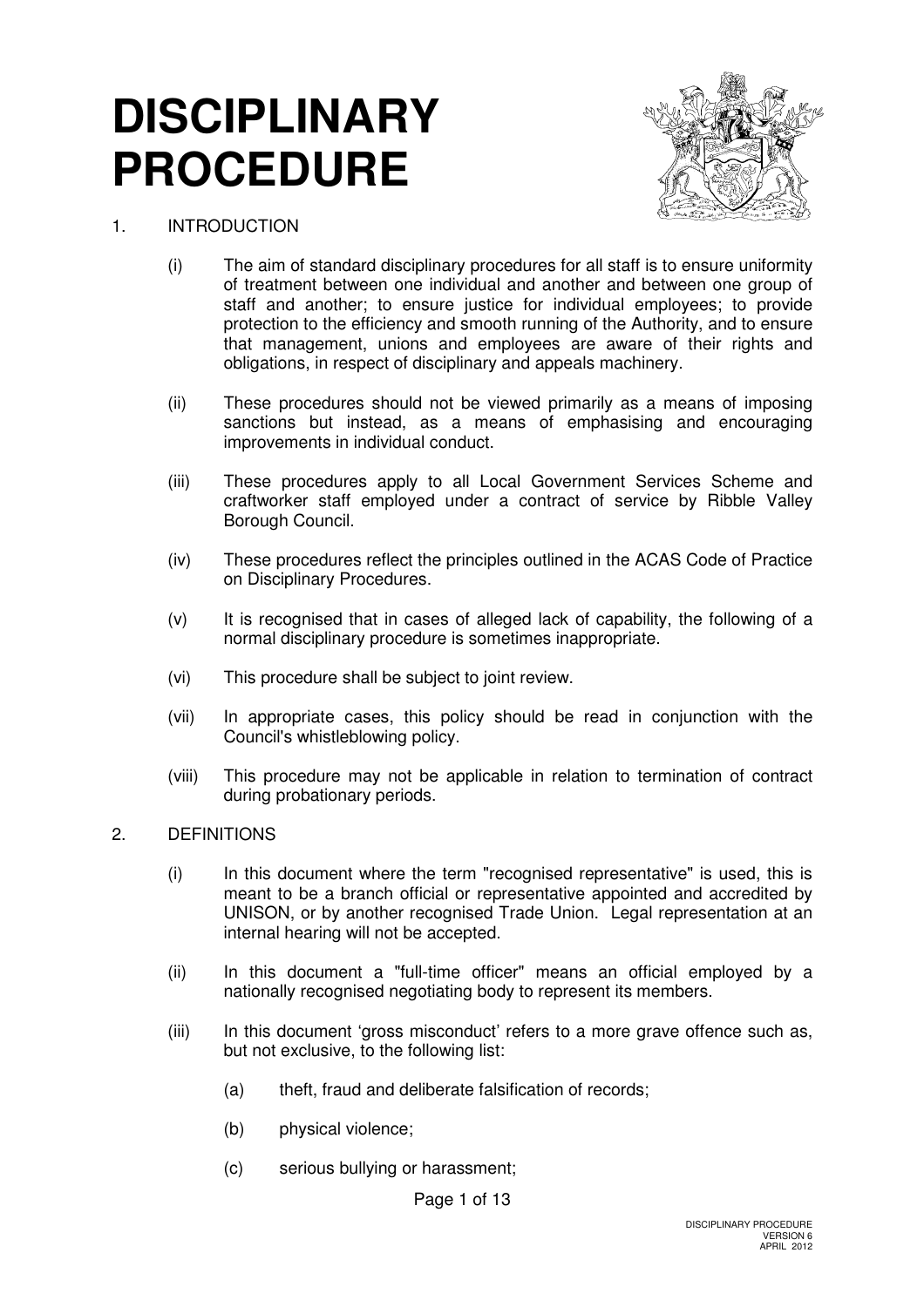# DISCIPLINARY PROCEDURE

1. INTRODUCTION

   (i) The aim of standard disciplinary procedures for all staff is to ensure uniformity of treatment between one individual and another and between one group of staff and another; to ensure justice for individual employees; to provide protection to the efficiency and smooth running of the Authority, and to ensure that management, unions and employees are aware of their rights and obligations, in respect of disciplinary and appeals machinery.

   (ii) These procedures should not be viewed primarily as a means of imposing sanctions but instead, as a means of emphasising and encouraging improvements in individual conduct.

   (iii) These procedures apply to all Local Government Services Scheme and craftworker staff employed under a contract of service by Ribble Valley Borough Council.

   (iv) These procedures reflect the principles outlined in the ACAS Code of Practice on Disciplinary Procedures.

   (v) It is recognised that in cases of alleged lack of capability, the following of a normal disciplinary procedure is sometimes inappropriate.

   (vi) This procedure shall be subject to joint review.

   (vii) In appropriate cases, this policy should be read in conjunction with the Council's whistleblowing policy.

   (viii) This procedure may not be applicable in relation to termination of contract during probationary periods.

2. DEFINITIONS

   (i) In this document where the term "recognised representative" is used, this is meant to be a branch official or representative appointed and accredited by UNISON, or by another recognised Trade Union. Legal representation at an internal hearing will not be accepted.

   (ii) In this document a "full-time officer" means an official employed by a nationally recognised negotiating body to represent its members.

   (iii) In this document 'gross misconduct' refers to a more grave offence such as, but not exclusive, to the following list:

      (a) theft, fraud and deliberate falsification of records;

      (b) physical violence;

      (c) serious bullying or harassment;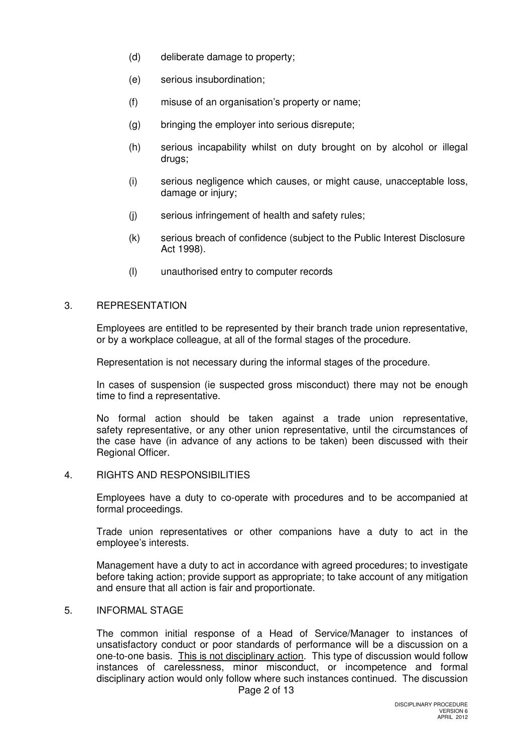(d) deliberate damage to property;

(e) serious insubordination;

(f) misuse of an organisation's property or name;

(g) bringing the employer into serious disrepute;

(h) serious incapability whilst on duty brought on by alcohol or illegal drugs;

(i) serious negligence which causes, or might cause, unacceptable loss, damage or injury;

(j) serious infringement of health and safety rules;

(k) serious breach of confidence (subject to the Public Interest Disclosure Act 1998).

(l) unauthorised entry to computer records

## 3. REPRESENTATION

Employees are entitled to be represented by their branch trade union representative, or by a workplace colleague, at all of the formal stages of the procedure.

Representation is not necessary during the informal stages of the procedure.

In cases of suspension (ie suspected gross misconduct) there may not be enough time to find a representative.

No formal action should be taken against a trade union representative, safety representative, or any other union representative, until the circumstances of the case have (in advance of any actions to be taken) been discussed with their Regional Officer.

## 4. RIGHTS AND RESPONSIBILITIES

Employees have a duty to co-operate with procedures and to be accompanied at formal proceedings.

Trade union representatives or other companions have a duty to act in the employee's interests.

Management have a duty to act in accordance with agreed procedures; to investigate before taking action; provide support as appropriate; to take account of any mitigation and ensure that all action is fair and proportionate.

## 5. INFORMAL STAGE

The common initial response of a Head of Service/Manager to instances of unsatisfactory conduct or poor standards of performance will be a discussion on a one-to-one basis. <u>This is not disciplinary action</u>. This type of discussion would follow instances of carelessness, minor misconduct, or incompetence and formal disciplinary action would only follow where such instances continued. The discussion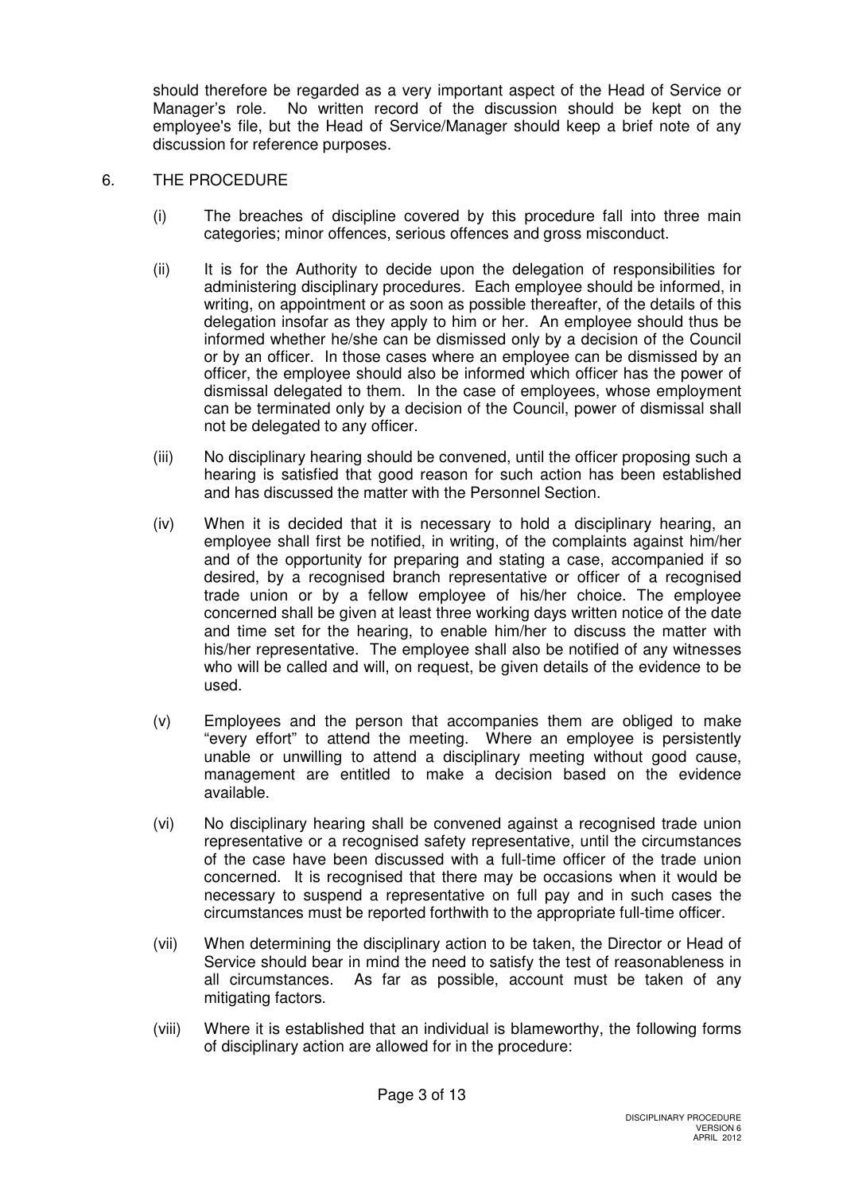should therefore be regarded as a very important aspect of the Head of Service or Manager's role. No written record of the discussion should be kept on the employee's file, but the Head of Service/Manager should keep a brief note of any discussion for reference purposes.

## 6. THE PROCEDURE

(i) The breaches of discipline covered by this procedure fall into three main categories; minor offences, serious offences and gross misconduct.

(ii) It is for the Authority to decide upon the delegation of responsibilities for administering disciplinary procedures. Each employee should be informed, in writing, on appointment or as soon as possible thereafter, of the details of this delegation insofar as they apply to him or her. An employee should thus be informed whether he/she can be dismissed only by a decision of the Council or by an officer. In those cases where an employee can be dismissed by an officer, the employee should also be informed which officer has the power of dismissal delegated to them. In the case of employees, whose employment can be terminated only by a decision of the Council, power of dismissal shall not be delegated to any officer.

(iii) No disciplinary hearing should be convened, until the officer proposing such a hearing is satisfied that good reason for such action has been established and has discussed the matter with the Personnel Section.

(iv) When it is decided that it is necessary to hold a disciplinary hearing, an employee shall first be notified, in writing, of the complaints against him/her and of the opportunity for preparing and stating a case, accompanied if so desired, by a recognised branch representative or officer of a recognised trade union or by a fellow employee of his/her choice. The employee concerned shall be given at least three working days written notice of the date and time set for the hearing, to enable him/her to discuss the matter with his/her representative. The employee shall also be notified of any witnesses who will be called and will, on request, be given details of the evidence to be used.

(v) Employees and the person that accompanies them are obliged to make "every effort" to attend the meeting. Where an employee is persistently unable or unwilling to attend a disciplinary meeting without good cause, management are entitled to make a decision based on the evidence available.

(vi) No disciplinary hearing shall be convened against a recognised trade union representative or a recognised safety representative, until the circumstances of the case have been discussed with a full-time officer of the trade union concerned. It is recognised that there may be occasions when it would be necessary to suspend a representative on full pay and in such cases the circumstances must be reported forthwith to the appropriate full-time officer.

(vii) When determining the disciplinary action to be taken, the Director or Head of Service should bear in mind the need to satisfy the test of reasonableness in all circumstances. As far as possible, account must be taken of any mitigating factors.

(viii) Where it is established that an individual is blameworthy, the following forms of disciplinary action are allowed for in the procedure: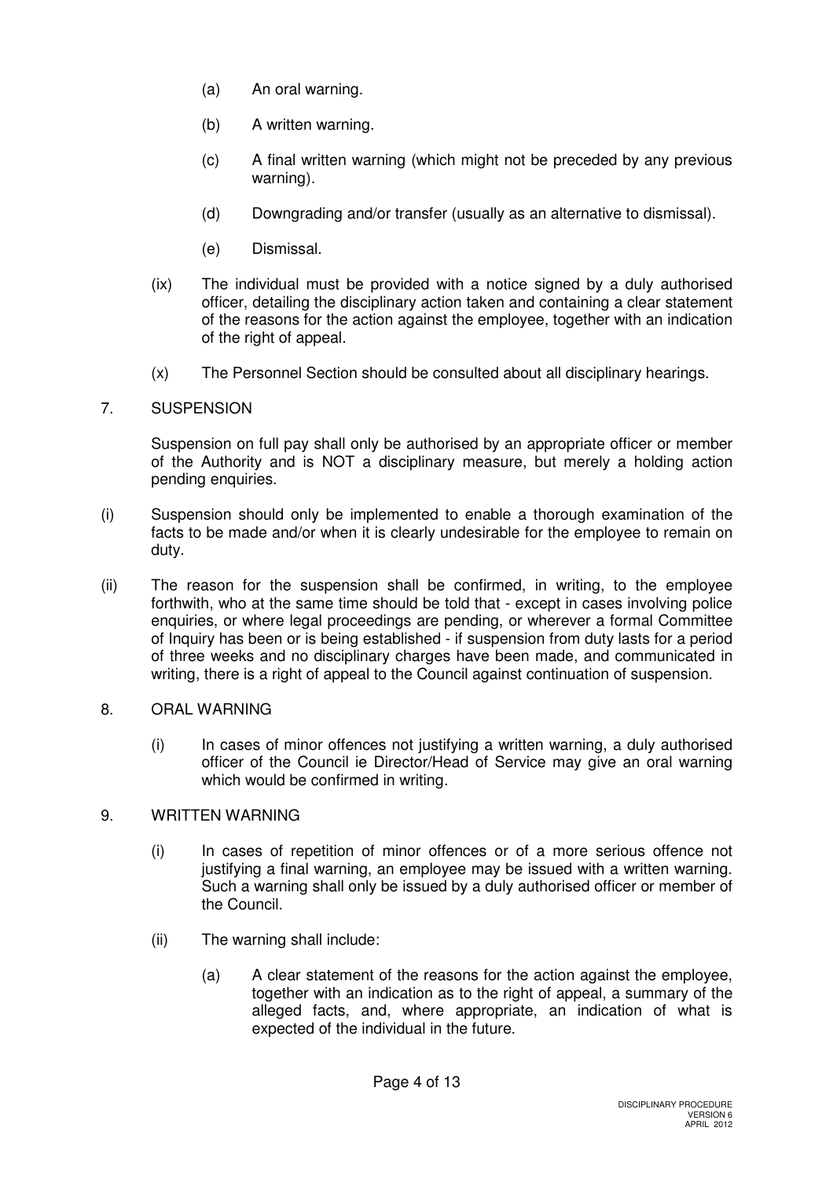(a) An oral warning.

(b) A written warning.

(c) A final written warning (which might not be preceded by any previous warning).

(d) Downgrading and/or transfer (usually as an alternative to dismissal).

(e) Dismissal.

(ix) The individual must be provided with a notice signed by a duly authorised officer, detailing the disciplinary action taken and containing a clear statement of the reasons for the action against the employee, together with an indication of the right of appeal.

(x) The Personnel Section should be consulted about all disciplinary hearings.

## 7. SUSPENSION

Suspension on full pay shall only be authorised by an appropriate officer or member of the Authority and is NOT a disciplinary measure, but merely a holding action pending enquiries.

(i) Suspension should only be implemented to enable a thorough examination of the facts to be made and/or when it is clearly undesirable for the employee to remain on duty.

(ii) The reason for the suspension shall be confirmed, in writing, to the employee forthwith, who at the same time should be told that - except in cases involving police enquiries, or where legal proceedings are pending, or wherever a formal Committee of Inquiry has been or is being established - if suspension from duty lasts for a period of three weeks and no disciplinary charges have been made, and communicated in writing, there is a right of appeal to the Council against continuation of suspension.

## 8. ORAL WARNING

(i) In cases of minor offences not justifying a written warning, a duly authorised officer of the Council ie Director/Head of Service may give an oral warning which would be confirmed in writing.

## 9. WRITTEN WARNING

(i) In cases of repetition of minor offences or of a more serious offence not justifying a final warning, an employee may be issued with a written warning. Such a warning shall only be issued by a duly authorised officer or member of the Council.

(ii) The warning shall include:

(a) A clear statement of the reasons for the action against the employee, together with an indication as to the right of appeal, a summary of the alleged facts, and, where appropriate, an indication of what is expected of the individual in the future.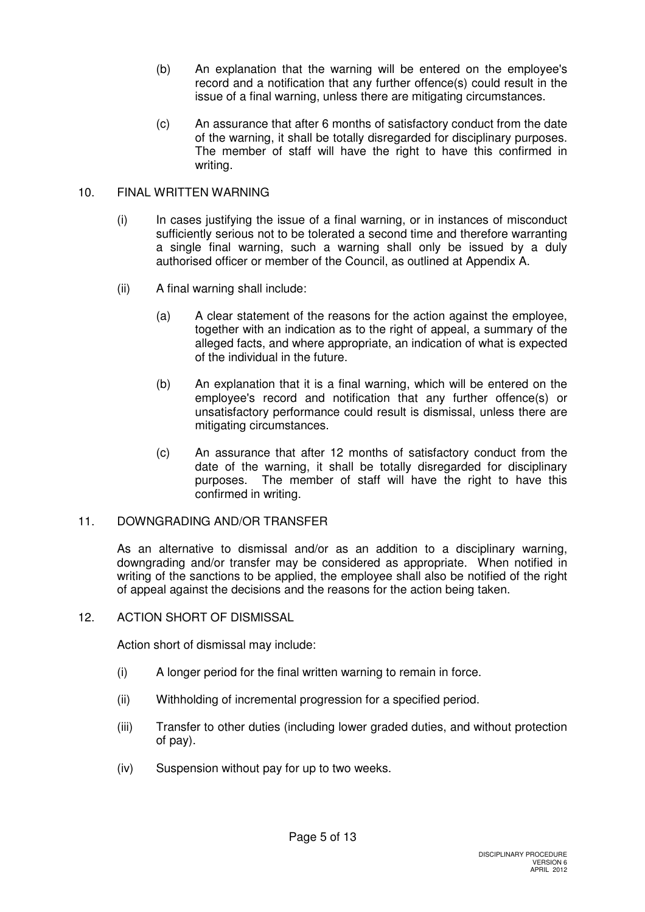(b) An explanation that the warning will be entered on the employee's record and a notification that any further offence(s) could result in the issue of a final warning, unless there are mitigating circumstances.

(c) An assurance that after 6 months of satisfactory conduct from the date of the warning, it shall be totally disregarded for disciplinary purposes. The member of staff will have the right to have this confirmed in writing.

## 10. FINAL WRITTEN WARNING

(i) In cases justifying the issue of a final warning, or in instances of misconduct sufficiently serious not to be tolerated a second time and therefore warranting a single final warning, such a warning shall only be issued by a duly authorised officer or member of the Council, as outlined at Appendix A.

(ii) A final warning shall include:

(a) A clear statement of the reasons for the action against the employee, together with an indication as to the right of appeal, a summary of the alleged facts, and where appropriate, an indication of what is expected of the individual in the future.

(b) An explanation that it is a final warning, which will be entered on the employee's record and notification that any further offence(s) or unsatisfactory performance could result is dismissal, unless there are mitigating circumstances.

(c) An assurance that after 12 months of satisfactory conduct from the date of the warning, it shall be totally disregarded for disciplinary purposes. The member of staff will have the right to have this confirmed in writing.

## 11. DOWNGRADING AND/OR TRANSFER

As an alternative to dismissal and/or as an addition to a disciplinary warning, downgrading and/or transfer may be considered as appropriate. When notified in writing of the sanctions to be applied, the employee shall also be notified of the right of appeal against the decisions and the reasons for the action being taken.

## 12. ACTION SHORT OF DISMISSAL

Action short of dismissal may include:

(i) A longer period for the final written warning to remain in force.

(ii) Withholding of incremental progression for a specified period.

(iii) Transfer to other duties (including lower graded duties, and without protection of pay).

(iv) Suspension without pay for up to two weeks.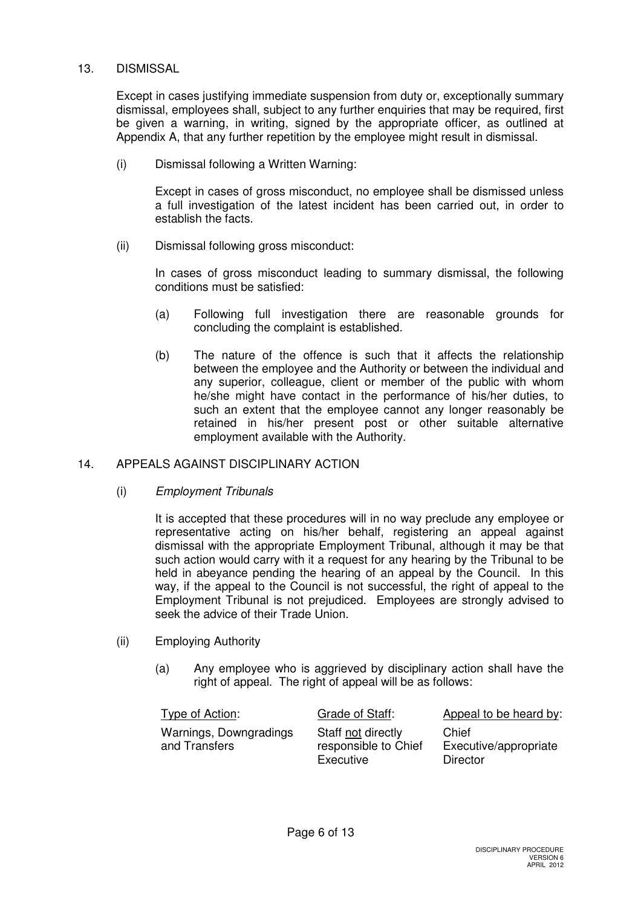## 13. DISMISSAL

Except in cases justifying immediate suspension from duty or, exceptionally summary dismissal, employees shall, subject to any further enquiries that may be required, first be given a warning, in writing, signed by the appropriate officer, as outlined at Appendix A, that any further repetition by the employee might result in dismissal.

(i) Dismissal following a Written Warning:

Except in cases of gross misconduct, no employee shall be dismissed unless a full investigation of the latest incident has been carried out, in order to establish the facts.

(ii) Dismissal following gross misconduct:

In cases of gross misconduct leading to summary dismissal, the following conditions must be satisfied:

(a) Following full investigation there are reasonable grounds for concluding the complaint is established.

(b) The nature of the offence is such that it affects the relationship between the employee and the Authority or between the individual and any superior, colleague, client or member of the public with whom he/she might have contact in the performance of his/her duties, to such an extent that the employee cannot any longer reasonably be retained in his/her present post or other suitable alternative employment available with the Authority.

## 14. APPEALS AGAINST DISCIPLINARY ACTION

(i) *Employment Tribunals*

It is accepted that these procedures will in no way preclude any employee or representative acting on his/her behalf, registering an appeal against dismissal with the appropriate Employment Tribunal, although it may be that such action would carry with it a request for any hearing by the Tribunal to be held in abeyance pending the hearing of an appeal by the Council. In this way, if the appeal to the Council is not successful, the right of appeal to the Employment Tribunal is not prejudiced. Employees are strongly advised to seek the advice of their Trade Union.

(ii) Employing Authority

(a) Any employee who is aggrieved by disciplinary action shall have the right of appeal. The right of appeal will be as follows:

| Type of Action: | Grade of Staff: | Appeal to be heard by: |
|---|---|---|
| Warnings, Downgradings and Transfers | Staff not directly responsible to Chief Executive | Chief Executive/appropriate Director |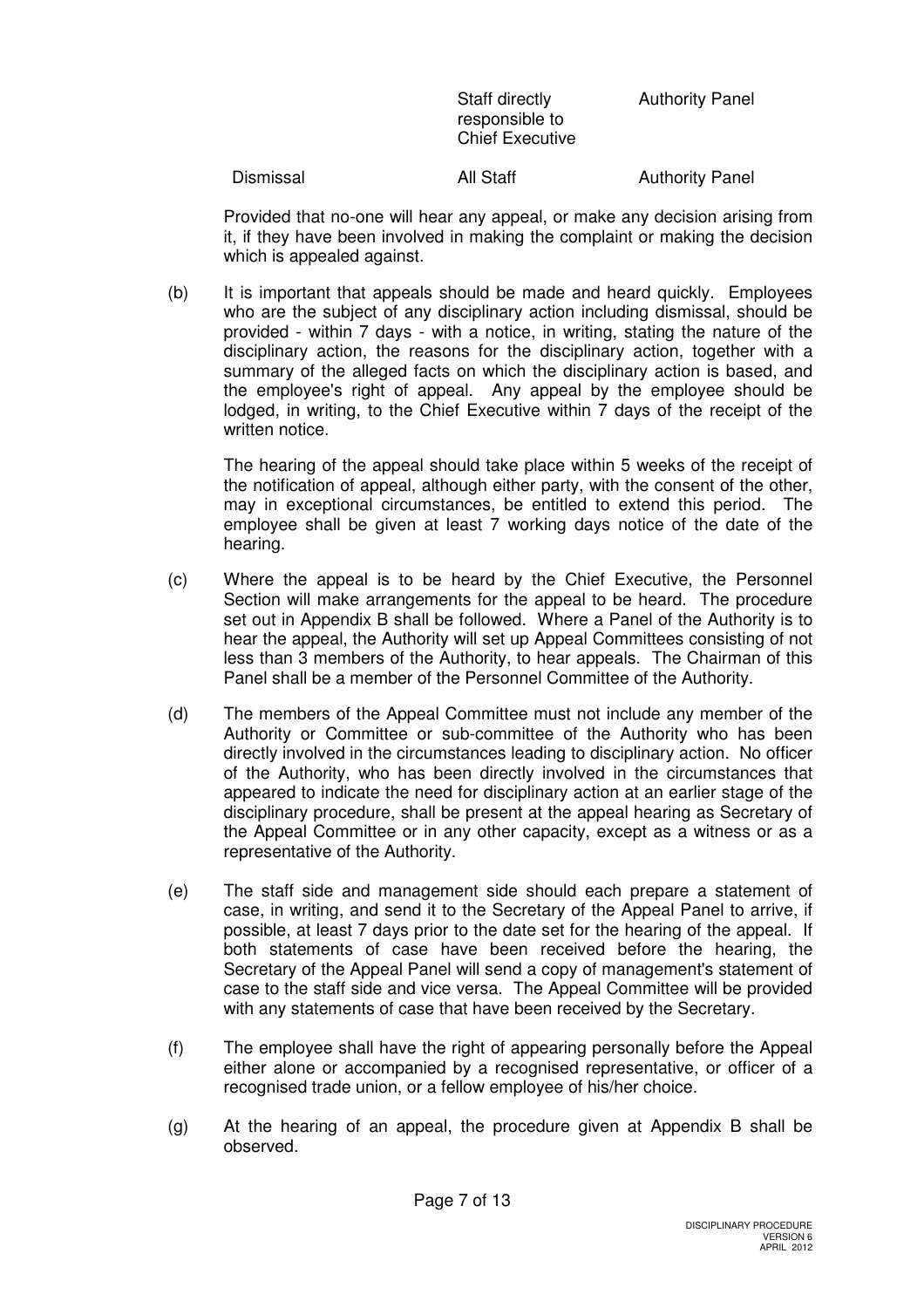| | | |
|---|---|---|
| | Staff directly responsible to Chief Executive | Authority Panel |
| Dismissal | All Staff | Authority Panel |

Provided that no-one will hear any appeal, or make any decision arising from it, if they have been involved in making the complaint or making the decision which is appealed against.

(b) It is important that appeals should be made and heard quickly. Employees who are the subject of any disciplinary action including dismissal, should be provided - within 7 days - with a notice, in writing, stating the nature of the disciplinary action, the reasons for the disciplinary action, together with a summary of the alleged facts on which the disciplinary action is based, and the employee's right of appeal. Any appeal by the employee should be lodged, in writing, to the Chief Executive within 7 days of the receipt of the written notice.

The hearing of the appeal should take place within 5 weeks of the receipt of the notification of appeal, although either party, with the consent of the other, may in exceptional circumstances, be entitled to extend this period. The employee shall be given at least 7 working days notice of the date of the hearing.

(c) Where the appeal is to be heard by the Chief Executive, the Personnel Section will make arrangements for the appeal to be heard. The procedure set out in Appendix B shall be followed. Where a Panel of the Authority is to hear the appeal, the Authority will set up Appeal Committees consisting of not less than 3 members of the Authority, to hear appeals. The Chairman of this Panel shall be a member of the Personnel Committee of the Authority.

(d) The members of the Appeal Committee must not include any member of the Authority or Committee or sub-committee of the Authority who has been directly involved in the circumstances leading to disciplinary action. No officer of the Authority, who has been directly involved in the circumstances that appeared to indicate the need for disciplinary action at an earlier stage of the disciplinary procedure, shall be present at the appeal hearing as Secretary of the Appeal Committee or in any other capacity, except as a witness or as a representative of the Authority.

(e) The staff side and management side should each prepare a statement of case, in writing, and send it to the Secretary of the Appeal Panel to arrive, if possible, at least 7 days prior to the date set for the hearing of the appeal. If both statements of case have been received before the hearing, the Secretary of the Appeal Panel will send a copy of management's statement of case to the staff side and vice versa. The Appeal Committee will be provided with any statements of case that have been received by the Secretary.

(f) The employee shall have the right of appearing personally before the Appeal either alone or accompanied by a recognised representative, or officer of a recognised trade union, or a fellow employee of his/her choice.

(g) At the hearing of an appeal, the procedure given at Appendix B shall be observed.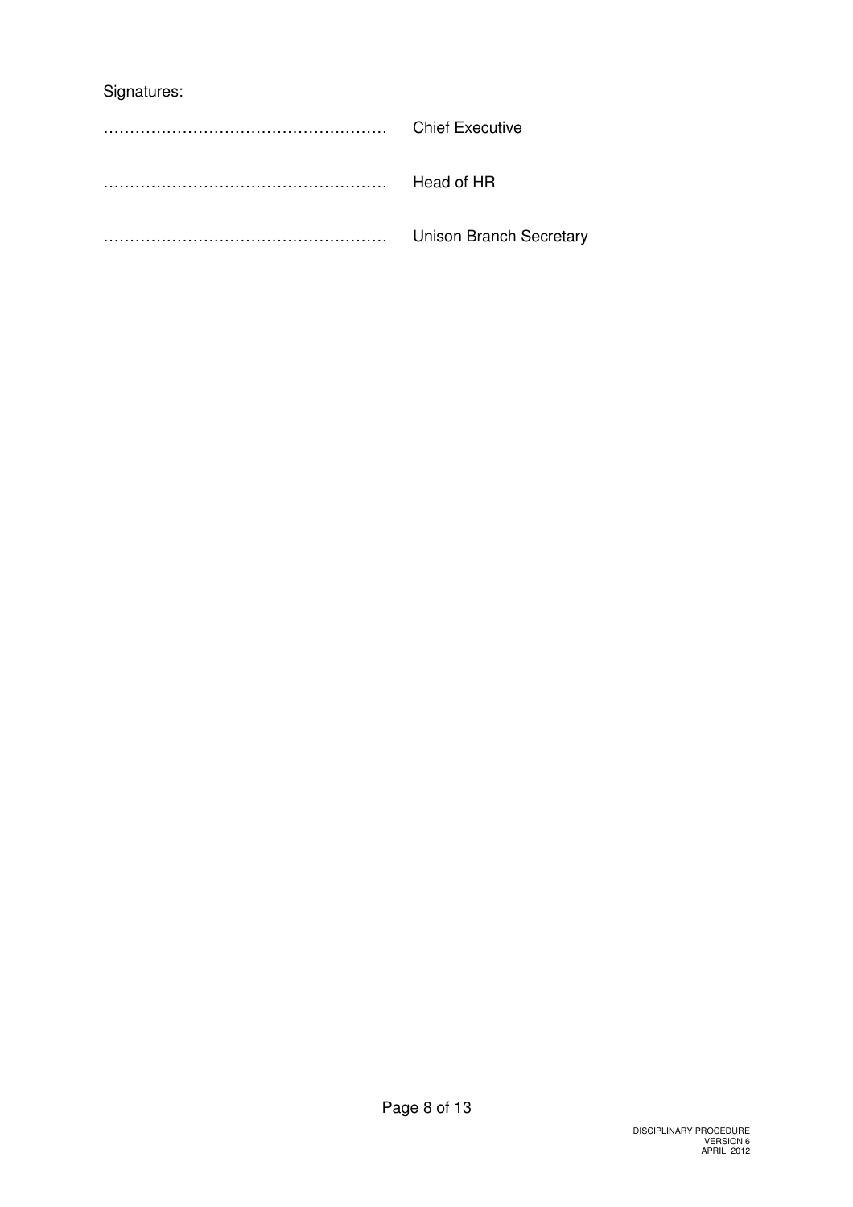Signatures:

……………………………………………… Chief Executive

……………………………………………… Head of HR

……………………………………………… Unison Branch Secretary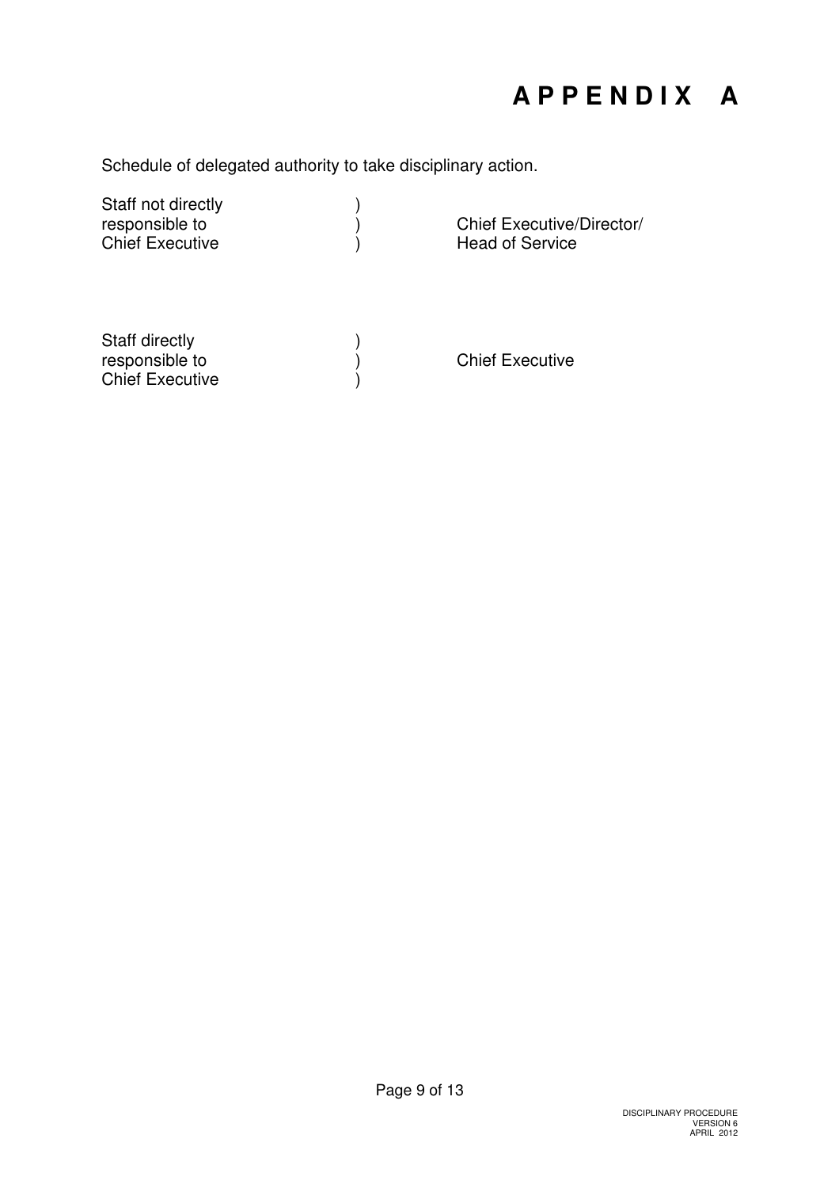# APPENDIX A

Schedule of delegated authority to take disciplinary action.

| Staff | Delegated authority |
| --- | --- |
| Staff not directly responsible to Chief Executive | Chief Executive/Director/ Head of Service |
| Staff directly responsible to Chief Executive | Chief Executive |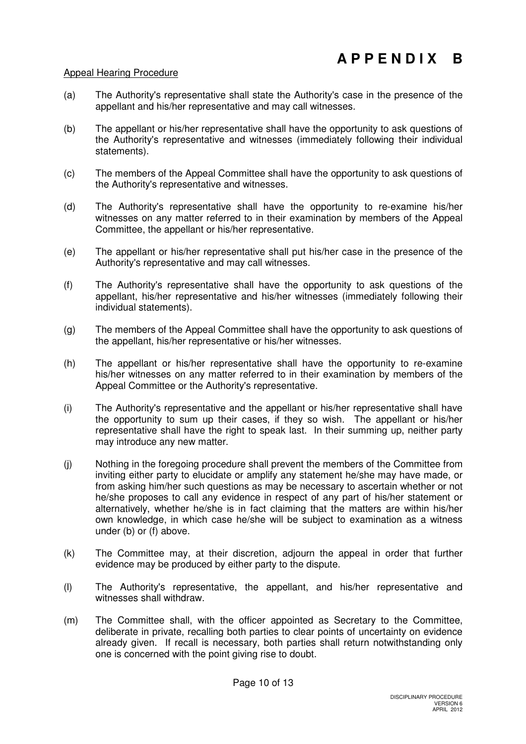# APPENDIX B

Appeal Hearing Procedure

(a) The Authority's representative shall state the Authority's case in the presence of the appellant and his/her representative and may call witnesses.

(b) The appellant or his/her representative shall have the opportunity to ask questions of the Authority's representative and witnesses (immediately following their individual statements).

(c) The members of the Appeal Committee shall have the opportunity to ask questions of the Authority's representative and witnesses.

(d) The Authority's representative shall have the opportunity to re-examine his/her witnesses on any matter referred to in their examination by members of the Appeal Committee, the appellant or his/her representative.

(e) The appellant or his/her representative shall put his/her case in the presence of the Authority's representative and may call witnesses.

(f) The Authority's representative shall have the opportunity to ask questions of the appellant, his/her representative and his/her witnesses (immediately following their individual statements).

(g) The members of the Appeal Committee shall have the opportunity to ask questions of the appellant, his/her representative or his/her witnesses.

(h) The appellant or his/her representative shall have the opportunity to re-examine his/her witnesses on any matter referred to in their examination by members of the Appeal Committee or the Authority's representative.

(i) The Authority's representative and the appellant or his/her representative shall have the opportunity to sum up their cases, if they so wish. The appellant or his/her representative shall have the right to speak last. In their summing up, neither party may introduce any new matter.

(j) Nothing in the foregoing procedure shall prevent the members of the Committee from inviting either party to elucidate or amplify any statement he/she may have made, or from asking him/her such questions as may be necessary to ascertain whether or not he/she proposes to call any evidence in respect of any part of his/her statement or alternatively, whether he/she is in fact claiming that the matters are within his/her own knowledge, in which case he/she will be subject to examination as a witness under (b) or (f) above.

(k) The Committee may, at their discretion, adjourn the appeal in order that further evidence may be produced by either party to the dispute.

(l) The Authority's representative, the appellant, and his/her representative and witnesses shall withdraw.

(m) The Committee shall, with the officer appointed as Secretary to the Committee, deliberate in private, recalling both parties to clear points of uncertainty on evidence already given. If recall is necessary, both parties shall return notwithstanding only one is concerned with the point giving rise to doubt.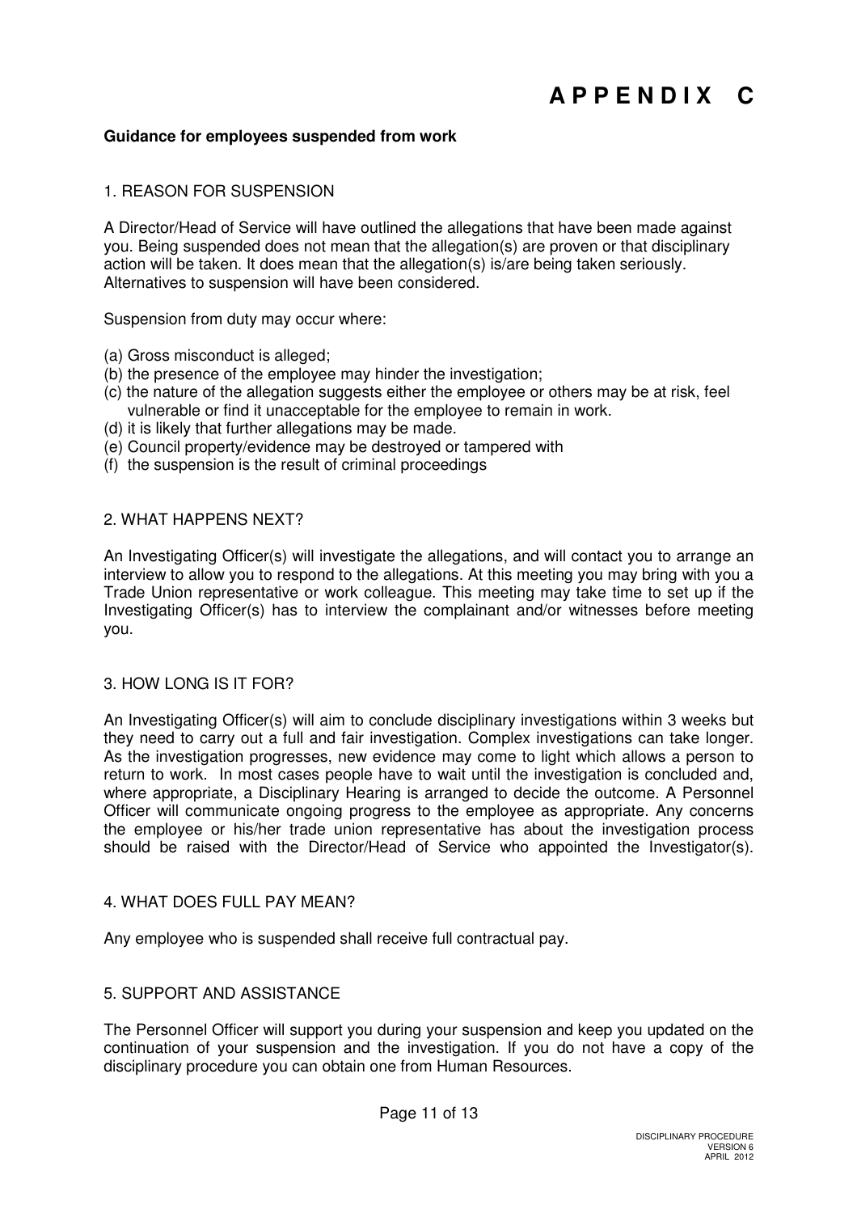# APPENDIX C

**Guidance for employees suspended from work**

## 1. REASON FOR SUSPENSION

A Director/Head of Service will have outlined the allegations that have been made against you. Being suspended does not mean that the allegation(s) are proven or that disciplinary action will be taken. It does mean that the allegation(s) is/are being taken seriously. Alternatives to suspension will have been considered.

Suspension from duty may occur where:

(a) Gross misconduct is alleged;
(b) the presence of the employee may hinder the investigation;
(c) the nature of the allegation suggests either the employee or others may be at risk, feel vulnerable or find it unacceptable for the employee to remain in work.
(d) it is likely that further allegations may be made.
(e) Council property/evidence may be destroyed or tampered with
(f) the suspension is the result of criminal proceedings

## 2. WHAT HAPPENS NEXT?

An Investigating Officer(s) will investigate the allegations, and will contact you to arrange an interview to allow you to respond to the allegations. At this meeting you may bring with you a Trade Union representative or work colleague. This meeting may take time to set up if the Investigating Officer(s) has to interview the complainant and/or witnesses before meeting you.

## 3. HOW LONG IS IT FOR?

An Investigating Officer(s) will aim to conclude disciplinary investigations within 3 weeks but they need to carry out a full and fair investigation. Complex investigations can take longer. As the investigation progresses, new evidence may come to light which allows a person to return to work. In most cases people have to wait until the investigation is concluded and, where appropriate, a Disciplinary Hearing is arranged to decide the outcome. A Personnel Officer will communicate ongoing progress to the employee as appropriate. Any concerns the employee or his/her trade union representative has about the investigation process should be raised with the Director/Head of Service who appointed the Investigator(s).

## 4. WHAT DOES FULL PAY MEAN?

Any employee who is suspended shall receive full contractual pay.

## 5. SUPPORT AND ASSISTANCE

The Personnel Officer will support you during your suspension and keep you updated on the continuation of your suspension and the investigation. If you do not have a copy of the disciplinary procedure you can obtain one from Human Resources.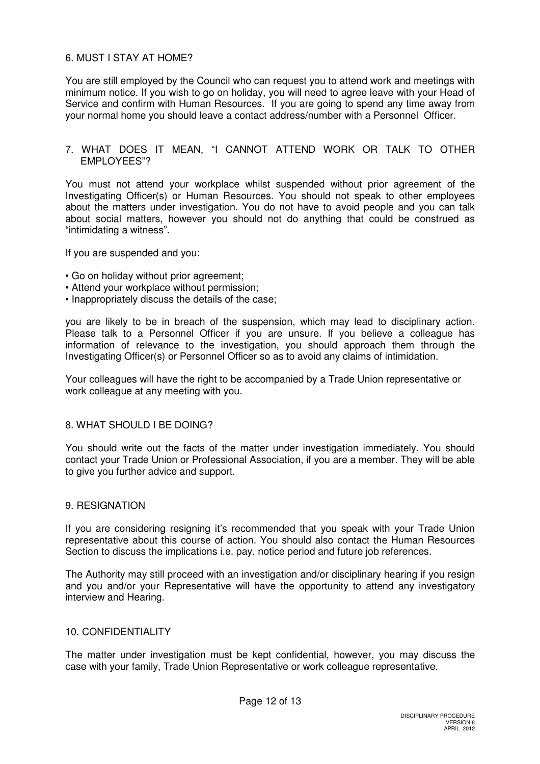## 6. MUST I STAY AT HOME?

You are still employed by the Council who can request you to attend work and meetings with minimum notice. If you wish to go on holiday, you will need to agree leave with your Head of Service and confirm with Human Resources. If you are going to spend any time away from your normal home you should leave a contact address/number with a Personnel Officer.

## 7. WHAT DOES IT MEAN, "I CANNOT ATTEND WORK OR TALK TO OTHER EMPLOYEES"?

You must not attend your workplace whilst suspended without prior agreement of the Investigating Officer(s) or Human Resources. You should not speak to other employees about the matters under investigation. You do not have to avoid people and you can talk about social matters, however you should not do anything that could be construed as "intimidating a witness".

If you are suspended and you:

- Go on holiday without prior agreement;
- Attend your workplace without permission;
- Inappropriately discuss the details of the case;

you are likely to be in breach of the suspension, which may lead to disciplinary action. Please talk to a Personnel Officer if you are unsure. If you believe a colleague has information of relevance to the investigation, you should approach them through the Investigating Officer(s) or Personnel Officer so as to avoid any claims of intimidation.

Your colleagues will have the right to be accompanied by a Trade Union representative or work colleague at any meeting with you.

## 8. WHAT SHOULD I BE DOING?

You should write out the facts of the matter under investigation immediately. You should contact your Trade Union or Professional Association, if you are a member. They will be able to give you further advice and support.

## 9. RESIGNATION

If you are considering resigning it's recommended that you speak with your Trade Union representative about this course of action. You should also contact the Human Resources Section to discuss the implications i.e. pay, notice period and future job references.

The Authority may still proceed with an investigation and/or disciplinary hearing if you resign and you and/or your Representative will have the opportunity to attend any investigatory interview and Hearing.

## 10. CONFIDENTIALITY

The matter under investigation must be kept confidential, however, you may discuss the case with your family, Trade Union Representative or work colleague representative.